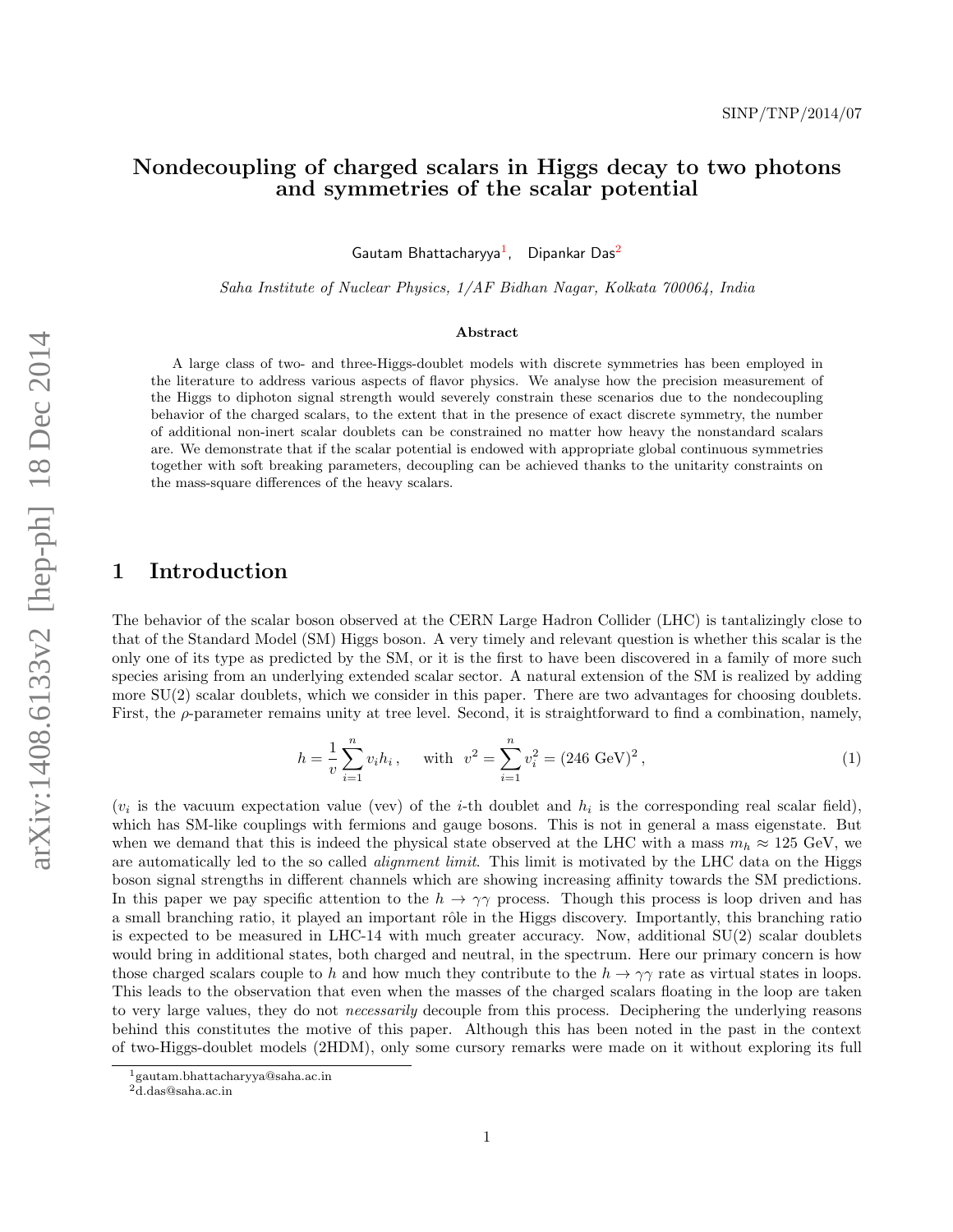SINP/TNP/2014/07

# Nondecoupling of charged scalars in Higgs decay to two photons and symmetries of the scalar potential

Gautam Bhattacharyya[1], Dipankar Das[2]

*Saha Institute of Nuclear Physics, 1/AF Bidhan Nagar, Kolkata 700064, India*

## Abstract

A large class of two- and three-Higgs-doublet models with discrete symmetries has been employed in the literature to address various aspects of flavor physics. We analyse how the precision measurement of the Higgs to diphoton signal strength would severely constrain these scenarios due to the nondecoupling behavior of the charged scalars, to the extent that in the presence of exact discrete symmetry, the number of additional non-inert scalar doublets can be constrained no matter how heavy the nonstandard scalars are. We demonstrate that if the scalar potential is endowed with appropriate global continuous symmetries together with soft breaking parameters, decoupling can be achieved thanks to the unitarity constraints on the mass-square differences of the heavy scalars.

## 1 Introduction

The behavior of the scalar boson observed at the CERN Large Hadron Collider (LHC) is tantalizingly close to that of the Standard Model (SM) Higgs boson. A very timely and relevant question is whether this scalar is the only one of its type as predicted by the SM, or it is the first to have been discovered in a family of more such species arising from an underlying extended scalar sector. A natural extension of the SM is realized by adding more SU(2) scalar doublets, which we consider in this paper. There are two advantages for choosing doublets. First, the $\rho$-parameter remains unity at tree level. Second, it is straightforward to find a combination, namely,

$$h = \frac{1}{v}\sum_{i=1}^{n} v_i h_i\,, \quad \text{with} \;\; v^2 = \sum_{i=1}^{n} v_i^2 = (246\ \text{GeV})^2\,, \tag{1}$$

($v_i$ is the vacuum expectation value (vev) of the $i$-th doublet and $h_i$ is the corresponding real scalar field), which has SM-like couplings with fermions and gauge bosons. This is not in general a mass eigenstate. But when we demand that this is indeed the physical state observed at the LHC with a mass $m_h \approx 125$ GeV, we are automatically led to the so called *alignment limit*. This limit is motivated by the LHC data on the Higgs boson signal strengths in different channels which are showing increasing affinity towards the SM predictions. In this paper we pay specific attention to the $h \to \gamma\gamma$ process. Though this process is loop driven and has a small branching ratio, it played an important rôle in the Higgs discovery. Importantly, this branching ratio is expected to be measured in LHC-14 with much greater accuracy. Now, additional SU(2) scalar doublets would bring in additional states, both charged and neutral, in the spectrum. Here our primary concern is how those charged scalars couple to $h$ and how much they contribute to the $h \to \gamma\gamma$ rate as virtual states in loops. This leads to the observation that even when the masses of the charged scalars floating in the loop are taken to very large values, they do not *necessarily* decouple from this process. Deciphering the underlying reasons behind this constitutes the motive of this paper. Although this has been noted in the past in the context of two-Higgs-doublet models (2HDM), only some cursory remarks were made on it without exploring its full

[1] gautam.bhattacharyya@saha.ac.in

[2] d.das@saha.ac.in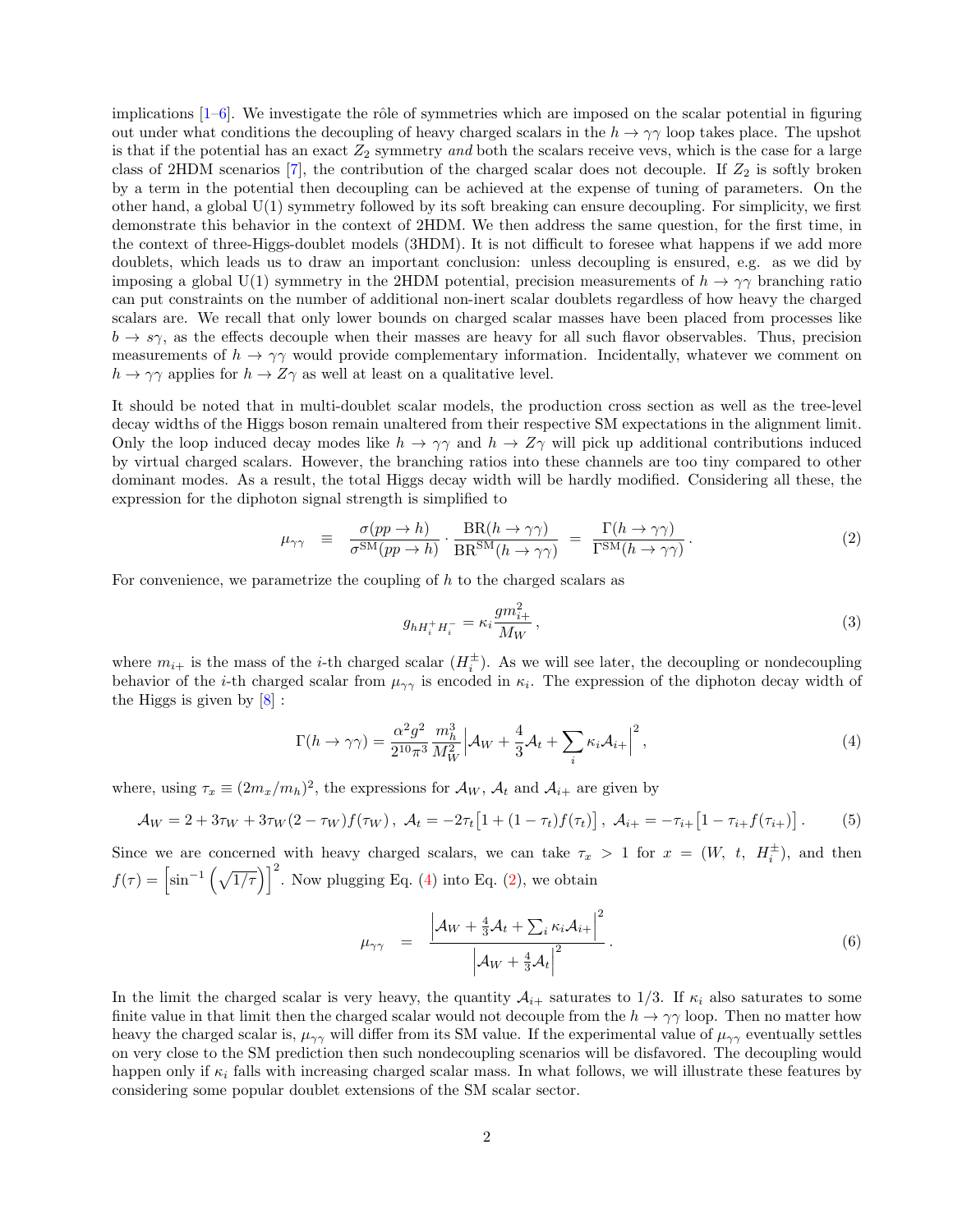implications [1–6]. We investigate the rôle of symmetries which are imposed on the scalar potential in figuring out under what conditions the decoupling of heavy charged scalars in the $h \to \gamma\gamma$ loop takes place. The upshot is that if the potential has an exact $Z_2$ symmetry *and* both the scalars receive vevs, which is the case for a large class of 2HDM scenarios [7], the contribution of the charged scalar does not decouple. If $Z_2$ is softly broken by a term in the potential then decoupling can be achieved at the expense of tuning of parameters. On the other hand, a global U(1) symmetry followed by its soft breaking can ensure decoupling. For simplicity, we first demonstrate this behavior in the context of 2HDM. We then address the same question, for the first time, in the context of three-Higgs-doublet models (3HDM). It is not difficult to foresee what happens if we add more doublets, which leads us to draw an important conclusion: unless decoupling is ensured, e.g. as we did by imposing a global U(1) symmetry in the 2HDM potential, precision measurements of $h \to \gamma\gamma$ branching ratio can put constraints on the number of additional non-inert scalar doublets regardless of how heavy the charged scalars are. We recall that only lower bounds on charged scalar masses have been placed from processes like $b \to s\gamma$, as the effects decouple when their masses are heavy for all such flavor observables. Thus, precision measurements of $h \to \gamma\gamma$ would provide complementary information. Incidentally, whatever we comment on $h \to \gamma\gamma$ applies for $h \to Z\gamma$ as well at least on a qualitative level.

It should be noted that in multi-doublet scalar models, the production cross section as well as the tree-level decay widths of the Higgs boson remain unaltered from their respective SM expectations in the alignment limit. Only the loop induced decay modes like $h \to \gamma\gamma$ and $h \to Z\gamma$ will pick up additional contributions induced by virtual charged scalars. However, the branching ratios into these channels are too tiny compared to other dominant modes. As a result, the total Higgs decay width will be hardly modified. Considering all these, the expression for the diphoton signal strength is simplified to

$$\mu_{\gamma\gamma} \equiv \frac{\sigma(pp \to h)}{\sigma^{\rm SM}(pp \to h)} \cdot \frac{{\rm BR}(h \to \gamma\gamma)}{{\rm BR}^{\rm SM}(h \to \gamma\gamma)} = \frac{\Gamma(h \to \gamma\gamma)}{\Gamma^{\rm SM}(h \to \gamma\gamma)}\,. \tag{2}$$

For convenience, we parametrize the coupling of $h$ to the charged scalars as

$$g_{hH_i^+H_i^-} = \kappa_i \frac{g m_{i+}^2}{M_W}\,, \tag{3}$$

where $m_{i+}$ is the mass of the $i$-th charged scalar ($H_i^\pm$). As we will see later, the decoupling or nondecoupling behavior of the $i$-th charged scalar from $\mu_{\gamma\gamma}$ is encoded in $\kappa_i$. The expression of the diphoton decay width of the Higgs is given by [8] :

$$\Gamma(h \to \gamma\gamma) = \frac{\alpha^2 g^2}{2^{10}\pi^3}\frac{m_h^3}{M_W^2}\left|\mathcal{A}_W + \frac{4}{3}\mathcal{A}_t + \sum_i \kappa_i \mathcal{A}_{i+}\right|^2, \tag{4}$$

where, using $\tau_x \equiv (2m_x/m_h)^2$, the expressions for $\mathcal{A}_W$, $\mathcal{A}_t$ and $\mathcal{A}_{i+}$ are given by

$$\mathcal{A}_W = 2 + 3\tau_W + 3\tau_W(2-\tau_W)f(\tau_W)\,,\; \mathcal{A}_t = -2\tau_t\big[1+(1-\tau_t)f(\tau_t)\big]\,,\; \mathcal{A}_{i+} = -\tau_{i+}\big[1-\tau_{i+}f(\tau_{i+})\big]\,. \tag{5}$$

Since we are concerned with heavy charged scalars, we can take $\tau_x > 1$ for $x = (W,\ t,\ H_i^\pm)$, and then $f(\tau) = \left[\sin^{-1}\left(\sqrt{1/\tau}\right)\right]^2$. Now plugging Eq. (4) into Eq. (2), we obtain

$$\mu_{\gamma\gamma} = \frac{\left|\mathcal{A}_W + \frac{4}{3}\mathcal{A}_t + \sum_i \kappa_i \mathcal{A}_{i+}\right|^2}{\left|\mathcal{A}_W + \frac{4}{3}\mathcal{A}_t\right|^2}\,. \tag{6}$$

In the limit the charged scalar is very heavy, the quantity $\mathcal{A}_{i+}$ saturates to 1/3. If $\kappa_i$ also saturates to some finite value in that limit then the charged scalar would not decouple from the $h \to \gamma\gamma$ loop. Then no matter how heavy the charged scalar is, $\mu_{\gamma\gamma}$ will differ from its SM value. If the experimental value of $\mu_{\gamma\gamma}$ eventually settles on very close to the SM prediction then such nondecoupling scenarios will be disfavored. The decoupling would happen only if $\kappa_i$ falls with increasing charged scalar mass. In what follows, we will illustrate these features by considering some popular doublet extensions of the SM scalar sector.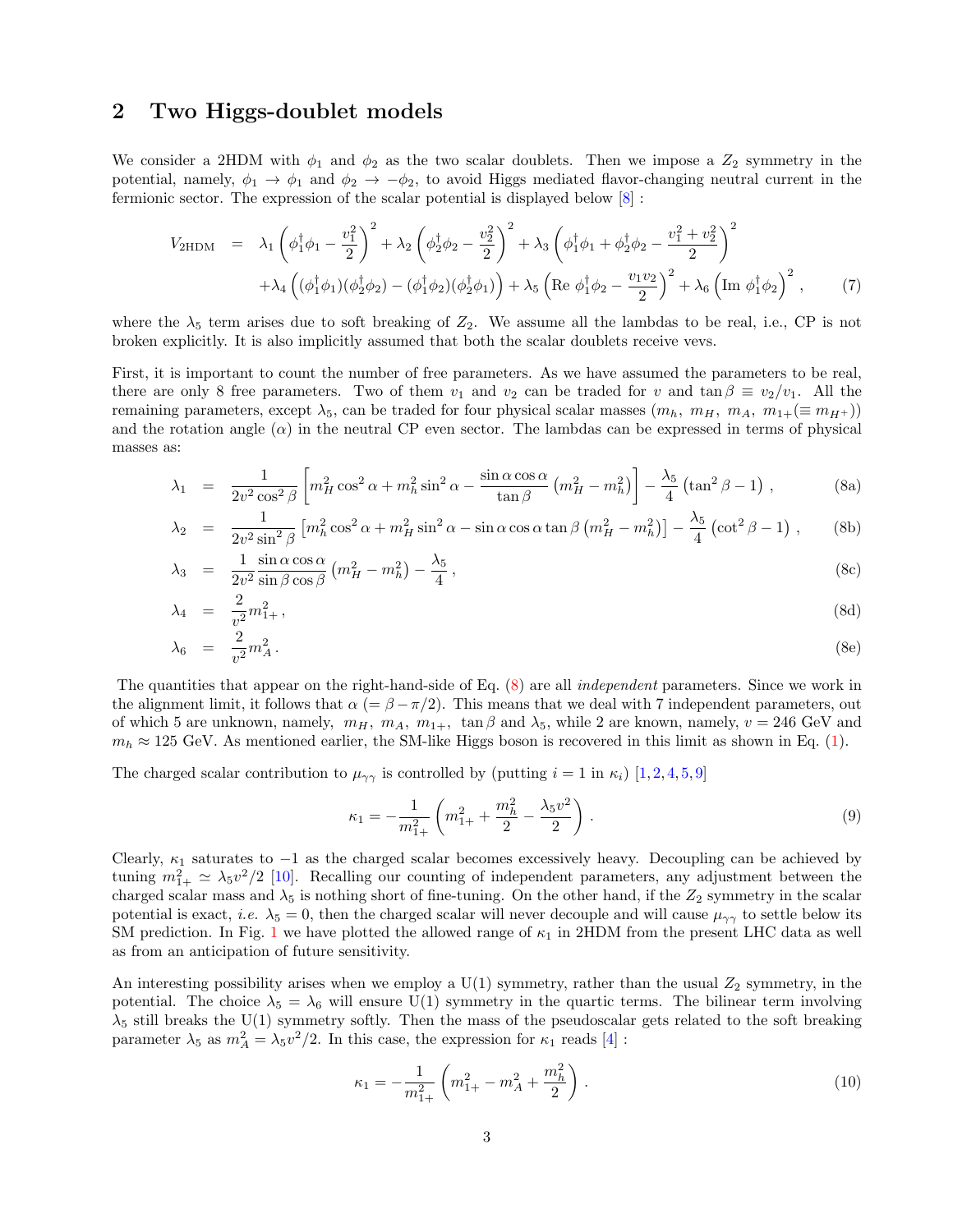## 2 Two Higgs-doublet models

We consider a 2HDM with $\phi_1$ and $\phi_2$ as the two scalar doublets. Then we impose a $Z_2$ symmetry in the potential, namely, $\phi_1 \to \phi_1$ and $\phi_2 \to -\phi_2$, to avoid Higgs mediated flavor-changing neutral current in the fermionic sector. The expression of the scalar potential is displayed below [8] :

$$
\begin{aligned}
V_{\rm 2HDM} \; = \; & \lambda_1 \left(\phi_1^\dagger \phi_1 - \frac{v_1^2}{2}\right)^2 + \lambda_2 \left(\phi_2^\dagger \phi_2 - \frac{v_2^2}{2}\right)^2 + \lambda_3 \left(\phi_1^\dagger \phi_1 + \phi_2^\dagger \phi_2 - \frac{v_1^2 + v_2^2}{2}\right)^2 \\
& + \lambda_4 \left((\phi_1^\dagger \phi_1)(\phi_2^\dagger \phi_2) - (\phi_1^\dagger \phi_2)(\phi_2^\dagger \phi_1)\right) + \lambda_5 \left({\rm Re}\ \phi_1^\dagger \phi_2 - \frac{v_1 v_2}{2}\right)^2 + \lambda_6 \left({\rm Im}\ \phi_1^\dagger \phi_2\right)^2 , \qquad (7)
\end{aligned}
$$

where the $\lambda_5$ term arises due to soft breaking of $Z_2$. We assume all the lambdas to be real, i.e., CP is not broken explicitly. It is also implicitly assumed that both the scalar doublets receive vevs.

First, it is important to count the number of free parameters. As we have assumed the parameters to be real, there are only 8 free parameters. Two of them $v_1$ and $v_2$ can be traded for $v$ and $\tan\beta \equiv v_2/v_1$. All the remaining parameters, except $\lambda_5$, can be traded for four physical scalar masses ($m_h$, $m_H$, $m_A$, $m_{1+}(\equiv m_{H^+})$) and the rotation angle ($\alpha$) in the neutral CP even sector. The lambdas can be expressed in terms of physical masses as:

$$
\lambda_1 = \frac{1}{2v^2\cos^2\beta}\left[m_H^2\cos^2\alpha + m_h^2\sin^2\alpha - \frac{\sin\alpha\cos\alpha}{\tan\beta}\left(m_H^2 - m_h^2\right)\right] - \frac{\lambda_5}{4}\left(\tan^2\beta - 1\right) , \qquad (8a)
$$

$$
\lambda_2 = \frac{1}{2v^2\sin^2\beta}\left[m_h^2\cos^2\alpha + m_H^2\sin^2\alpha - \sin\alpha\cos\alpha\tan\beta\left(m_H^2 - m_h^2\right)\right] - \frac{\lambda_5}{4}\left(\cot^2\beta - 1\right) , \qquad (8b)
$$

$$
\lambda_3 = \frac{1}{2v^2}\frac{\sin\alpha\cos\alpha}{\sin\beta\cos\beta}\left(m_H^2 - m_h^2\right) - \frac{\lambda_5}{4} , \qquad (8c)
$$

$$
\lambda_4 = \frac{2}{v^2} m_{1+}^2 , \qquad (8d)
$$

$$
\lambda_6 = \frac{2}{v^2} m_A^2 . \qquad (8e)
$$

The quantities that appear on the right-hand-side of Eq. (8) are all *independent* parameters. Since we work in the alignment limit, it follows that $\alpha$ $(= \beta - \pi/2)$. This means that we deal with 7 independent parameters, out of which 5 are unknown, namely, $m_H$, $m_A$, $m_{1+}$, $\tan\beta$ and $\lambda_5$, while 2 are known, namely, $v = 246$ GeV and $m_h \approx 125$ GeV. As mentioned earlier, the SM-like Higgs boson is recovered in this limit as shown in Eq. (1).

The charged scalar contribution to $\mu_{\gamma\gamma}$ is controlled by (putting $i = 1$ in $\kappa_i$) [1, 2, 4, 5, 9]

$$
\kappa_1 = -\frac{1}{m_{1+}^2}\left(m_{1+}^2 + \frac{m_h^2}{2} - \frac{\lambda_5 v^2}{2}\right) . \qquad (9)
$$

Clearly, $\kappa_1$ saturates to $-1$ as the charged scalar becomes excessively heavy. Decoupling can be achieved by tuning $m_{1+}^2 \simeq \lambda_5 v^2/2$ [10]. Recalling our counting of independent parameters, any adjustment between the charged scalar mass and $\lambda_5$ is nothing short of fine-tuning. On the other hand, if the $Z_2$ symmetry in the scalar potential is exact, *i.e.* $\lambda_5 = 0$, then the charged scalar will never decouple and will cause $\mu_{\gamma\gamma}$ to settle below its SM prediction. In Fig. 1 we have plotted the allowed range of $\kappa_1$ in 2HDM from the present LHC data as well as from an anticipation of future sensitivity.

An interesting possibility arises when we employ a U(1) symmetry, rather than the usual $Z_2$ symmetry, in the potential. The choice $\lambda_5 = \lambda_6$ will ensure U(1) symmetry in the quartic terms. The bilinear term involving $\lambda_5$ still breaks the U(1) symmetry softly. Then the mass of the pseudoscalar gets related to the soft breaking parameter $\lambda_5$ as $m_A^2 = \lambda_5 v^2/2$. In this case, the expression for $\kappa_1$ reads [4] :

$$
\kappa_1 = -\frac{1}{m_{1+}^2}\left(m_{1+}^2 - m_A^2 + \frac{m_h^2}{2}\right) . \qquad (10)
$$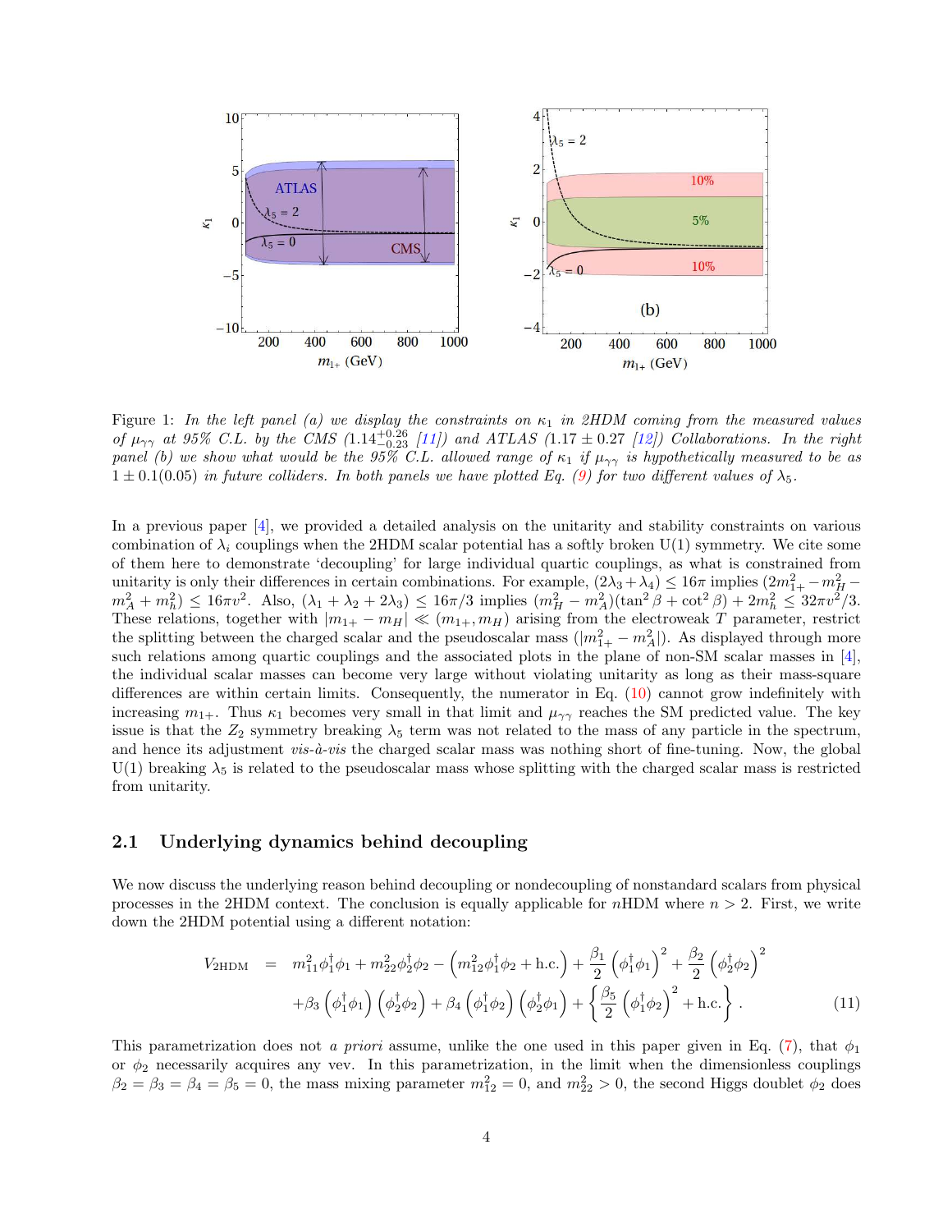Figure 1: *In the left panel (a) we display the constraints on $\kappa_1$ in 2HDM coming from the measured values of $\mu_{\gamma\gamma}$ at 95% C.L. by the CMS ($1.14^{+0.26}_{-0.23}$ [11]) and ATLAS ($1.17 \pm 0.27$ [12]) Collaborations. In the right panel (b) we show what would be the 95% C.L. allowed range of $\kappa_1$ if $\mu_{\gamma\gamma}$ is hypothetically measured to be as $1 \pm 0.1(0.05)$ in future colliders. In both panels we have plotted Eq. (9) for two different values of $\lambda_5$.*

In a previous paper [4], we provided a detailed analysis on the unitarity and stability constraints on various combination of $\lambda_i$ couplings when the 2HDM scalar potential has a softly broken U(1) symmetry. We cite some of them here to demonstrate 'decoupling' for large individual quartic couplings, as what is constrained from unitarity is only their differences in certain combinations. For example, $(2\lambda_3 + \lambda_4) \leq 16\pi$ implies $(2m_{1+}^2 - m_H^2 - m_A^2 + m_h^2) \leq 16\pi v^2$. Also, $(\lambda_1 + \lambda_2 + 2\lambda_3) \leq 16\pi/3$ implies $(m_H^2 - m_A^2)(\tan^2\beta + \cot^2\beta) + 2m_h^2 \leq 32\pi v^2/3$. These relations, together with $|m_{1+} - m_H| \ll (m_{1+}, m_H)$ arising from the electroweak $T$ parameter, restrict the splitting between the charged scalar and the pseudoscalar mass ($|m_{1+}^2 - m_A^2|$). As displayed through more such relations among quartic couplings and the associated plots in the plane of non-SM scalar masses in [4], the individual scalar masses can become very large without violating unitarity as long as their mass-square differences are within certain limits. Consequently, the numerator in Eq. (10) cannot grow indefinitely with increasing $m_{1+}$. Thus $\kappa_1$ becomes very small in that limit and $\mu_{\gamma\gamma}$ reaches the SM predicted value. The key issue is that the $Z_2$ symmetry breaking $\lambda_5$ term was not related to the mass of any particle in the spectrum, and hence its adjustment *vis-à-vis* the charged scalar mass was nothing short of fine-tuning. Now, the global U(1) breaking $\lambda_5$ is related to the pseudoscalar mass whose splitting with the charged scalar mass is restricted from unitarity.

## 2.1 Underlying dynamics behind decoupling

We now discuss the underlying reason behind decoupling or nondecoupling of nonstandard scalars from physical processes in the 2HDM context. The conclusion is equally applicable for $n$HDM where $n > 2$. First, we write down the 2HDM potential using a different notation:

$$
\begin{aligned}
V_{\rm 2HDM} \;=\;& m_{11}^2 \phi_1^\dagger \phi_1 + m_{22}^2 \phi_2^\dagger \phi_2 - \left( m_{12}^2 \phi_1^\dagger \phi_2 + \text{h.c.} \right) + \frac{\beta_1}{2} \left( \phi_1^\dagger \phi_1 \right)^2 + \frac{\beta_2}{2} \left( \phi_2^\dagger \phi_2 \right)^2 \\
& + \beta_3 \left( \phi_1^\dagger \phi_1 \right) \left( \phi_2^\dagger \phi_2 \right) + \beta_4 \left( \phi_1^\dagger \phi_2 \right) \left( \phi_2^\dagger \phi_1 \right) + \left\{ \frac{\beta_5}{2} \left( \phi_1^\dagger \phi_2 \right)^2 + \text{h.c.} \right\} . \qquad (11)
\end{aligned}
$$

This parametrization does not *a priori* assume, unlike the one used in this paper given in Eq. (7), that $\phi_1$ or $\phi_2$ necessarily acquires any vev. In this parametrization, in the limit when the dimensionless couplings $\beta_2 = \beta_3 = \beta_4 = \beta_5 = 0$, the mass mixing parameter $m_{12}^2 = 0$, and $m_{22}^2 > 0$, the second Higgs doublet $\phi_2$ does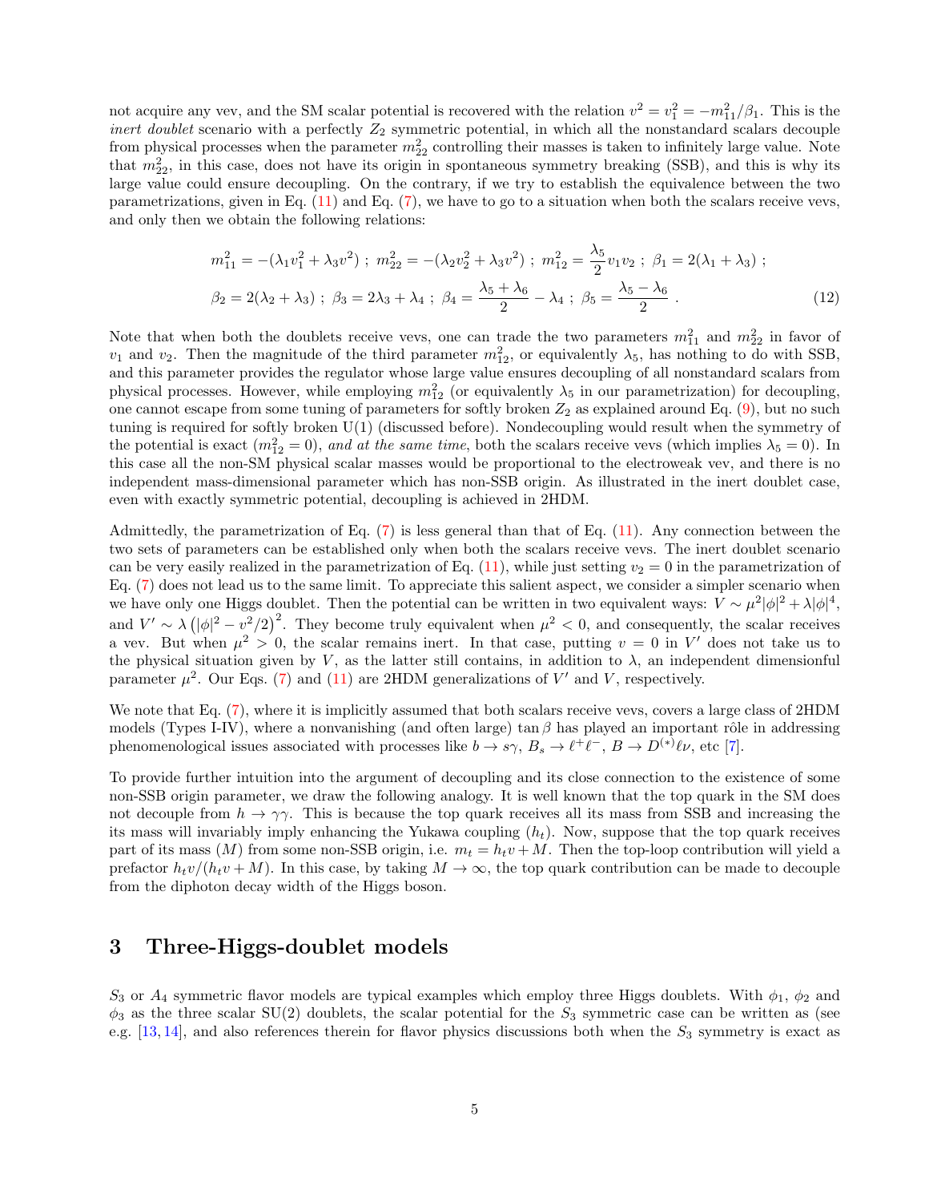not acquire any vev, and the SM scalar potential is recovered with the relation $v^2 = v_1^2 = -m_{11}^2/\beta_1$. This is the *inert doublet* scenario with a perfectly $Z_2$ symmetric potential, in which all the nonstandard scalars decouple from physical processes when the parameter $m_{22}^2$ controlling their masses is taken to infinitely large value. Note that $m_{22}^2$, in this case, does not have its origin in spontaneous symmetry breaking (SSB), and this is why its large value could ensure decoupling. On the contrary, if we try to establish the equivalence between the two parametrizations, given in Eq. (11) and Eq. (7), we have to go to a situation when both the scalars receive vevs, and only then we obtain the following relations:

$$
\begin{aligned}
& m_{11}^2 = -(\lambda_1 v_1^2 + \lambda_3 v^2) \; ; \; m_{22}^2 = -(\lambda_2 v_2^2 + \lambda_3 v^2) \; ; \; m_{12}^2 = \frac{\lambda_5}{2} v_1 v_2 \; ; \; \beta_1 = 2(\lambda_1 + \lambda_3) \; ; \\
& \beta_2 = 2(\lambda_2 + \lambda_3) \; ; \; \beta_3 = 2\lambda_3 + \lambda_4 \; ; \; \beta_4 = \frac{\lambda_5 + \lambda_6}{2} - \lambda_4 \; ; \; \beta_5 = \frac{\lambda_5 - \lambda_6}{2} \; .
\end{aligned} \tag{12}
$$

Note that when both the doublets receive vevs, one can trade the two parameters $m_{11}^2$ and $m_{22}^2$ in favor of $v_1$ and $v_2$. Then the magnitude of the third parameter $m_{12}^2$, or equivalently $\lambda_5$, has nothing to do with SSB, and this parameter provides the regulator whose large value ensures decoupling of all nonstandard scalars from physical processes. However, while employing $m_{12}^2$ (or equivalently $\lambda_5$ in our parametrization) for decoupling, one cannot escape from some tuning of parameters for softly broken $Z_2$ as explained around Eq. (9), but no such tuning is required for softly broken U(1) (discussed before). Nondecoupling would result when the symmetry of the potential is exact ($m_{12}^2 = 0$), *and at the same time*, both the scalars receive vevs (which implies $\lambda_5 = 0$). In this case all the non-SM physical scalar masses would be proportional to the electroweak vev, and there is no independent mass-dimensional parameter which has non-SSB origin. As illustrated in the inert doublet case, even with exactly symmetric potential, decoupling is achieved in 2HDM.

Admittedly, the parametrization of Eq. (7) is less general than that of Eq. (11). Any connection between the two sets of parameters can be established only when both the scalars receive vevs. The inert doublet scenario can be very easily realized in the parametrization of Eq. (11), while just setting $v_2 = 0$ in the parametrization of Eq. (7) does not lead us to the same limit. To appreciate this salient aspect, we consider a simpler scenario when we have only one Higgs doublet. Then the potential can be written in two equivalent ways: $V \sim \mu^2|\phi|^2 + \lambda|\phi|^4$, and $V' \sim \lambda\left(|\phi|^2 - v^2/2\right)^2$. They become truly equivalent when $\mu^2 < 0$, and consequently, the scalar receives a vev. But when $\mu^2 > 0$, the scalar remains inert. In that case, putting $v = 0$ in $V'$ does not take us to the physical situation given by $V$, as the latter still contains, in addition to $\lambda$, an independent dimensionful parameter $\mu^2$. Our Eqs. (7) and (11) are 2HDM generalizations of $V'$ and $V$, respectively.

We note that Eq. (7), where it is implicitly assumed that both scalars receive vevs, covers a large class of 2HDM models (Types I-IV), where a nonvanishing (and often large) $\tan\beta$ has played an important rôle in addressing phenomenological issues associated with processes like $b \to s\gamma$, $B_s \to \ell^+\ell^-$, $B \to D^{(*)}\ell\nu$, etc [7].

To provide further intuition into the argument of decoupling and its close connection to the existence of some non-SSB origin parameter, we draw the following analogy. It is well known that the top quark in the SM does not decouple from $h \to \gamma\gamma$. This is because the top quark receives all its mass from SSB and increasing the its mass will invariably imply enhancing the Yukawa coupling ($h_t$). Now, suppose that the top quark receives part of its mass ($M$) from some non-SSB origin, i.e. $m_t = h_t v + M$. Then the top-loop contribution will yield a prefactor $h_t v/(h_t v + M)$. In this case, by taking $M \to \infty$, the top quark contribution can be made to decouple from the diphoton decay width of the Higgs boson.

# 3 Three-Higgs-doublet models

$S_3$ or $A_4$ symmetric flavor models are typical examples which employ three Higgs doublets. With $\phi_1$, $\phi_2$ and $\phi_3$ as the three scalar SU(2) doublets, the scalar potential for the $S_3$ symmetric case can be written as (see e.g. [13, 14], and also references therein for flavor physics discussions both when the $S_3$ symmetry is exact as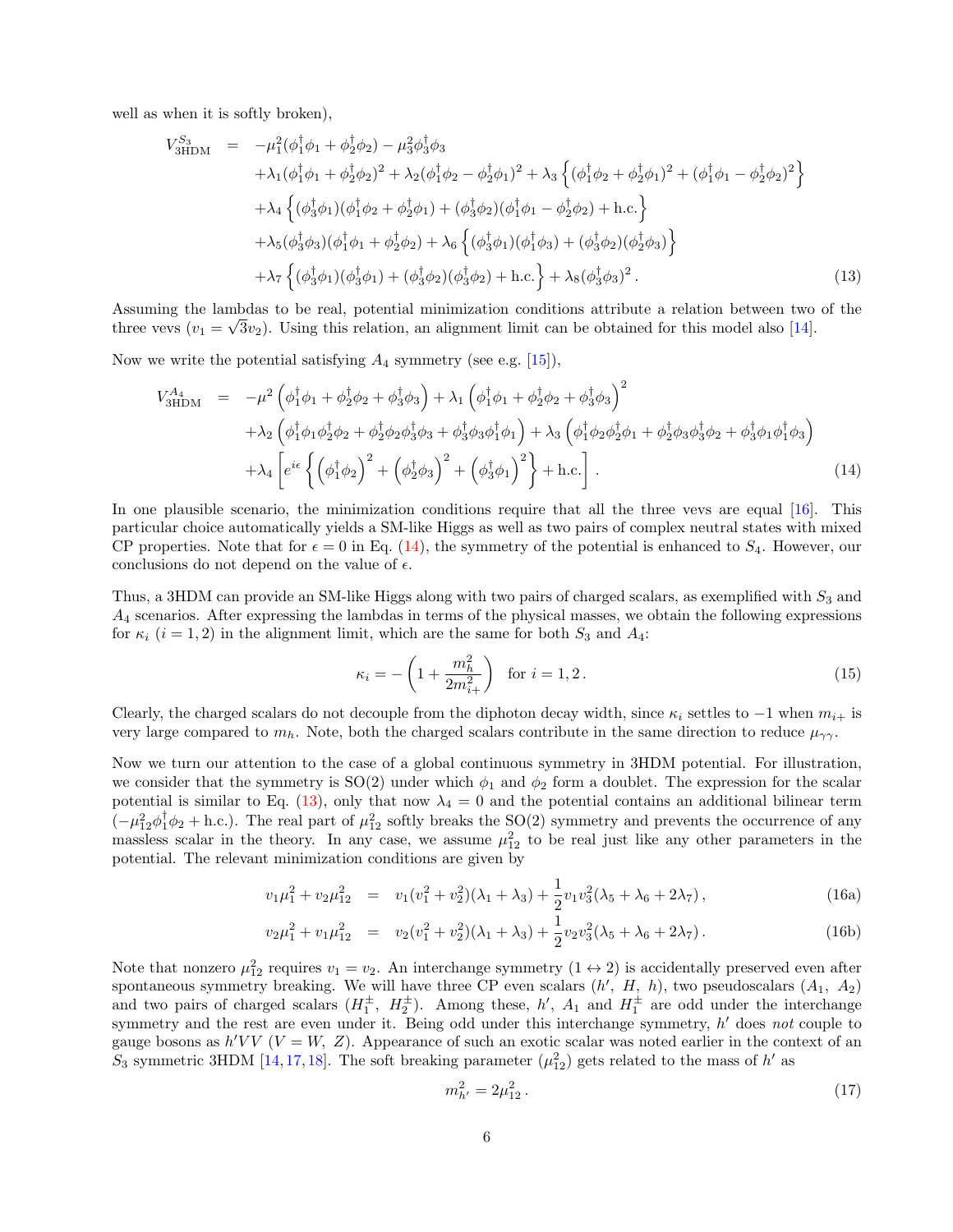well as when it is softly broken),

$$
\begin{aligned}
V_{\rm 3HDM}^{S_3} \;=\;& -\mu_1^2(\phi_1^\dagger\phi_1+\phi_2^\dagger\phi_2)-\mu_3^2\phi_3^\dagger\phi_3 \\
&+\lambda_1(\phi_1^\dagger\phi_1+\phi_2^\dagger\phi_2)^2+\lambda_2(\phi_1^\dagger\phi_2-\phi_2^\dagger\phi_1)^2+\lambda_3\left\{(\phi_1^\dagger\phi_2+\phi_2^\dagger\phi_1)^2+(\phi_1^\dagger\phi_1-\phi_2^\dagger\phi_2)^2\right\} \\
&+\lambda_4\left\{(\phi_3^\dagger\phi_1)(\phi_1^\dagger\phi_2+\phi_2^\dagger\phi_1)+(\phi_3^\dagger\phi_2)(\phi_1^\dagger\phi_1-\phi_2^\dagger\phi_2)+{\rm h.c.}\right\} \\
&+\lambda_5(\phi_3^\dagger\phi_3)(\phi_1^\dagger\phi_1+\phi_2^\dagger\phi_2)+\lambda_6\left\{(\phi_3^\dagger\phi_1)(\phi_1^\dagger\phi_3)+(\phi_3^\dagger\phi_2)(\phi_2^\dagger\phi_3)\right\} \\
&+\lambda_7\left\{(\phi_3^\dagger\phi_1)(\phi_3^\dagger\phi_1)+(\phi_3^\dagger\phi_2)(\phi_3^\dagger\phi_2)+{\rm h.c.}\right\}+\lambda_8(\phi_3^\dagger\phi_3)^2\,. 
\end{aligned}
\tag{13}
$$

Assuming the lambdas to be real, potential minimization conditions attribute a relation between two of the three vevs ($v_1=\sqrt{3}v_2$). Using this relation, an alignment limit can be obtained for this model also [14].

Now we write the potential satisfying $A_4$ symmetry (see e.g. [15]),

$$
\begin{aligned}
V_{\rm 3HDM}^{A_4} \;=\;& -\mu^2\left(\phi_1^\dagger\phi_1+\phi_2^\dagger\phi_2+\phi_3^\dagger\phi_3\right)+\lambda_1\left(\phi_1^\dagger\phi_1+\phi_2^\dagger\phi_2+\phi_3^\dagger\phi_3\right)^2 \\
&+\lambda_2\left(\phi_1^\dagger\phi_1\phi_2^\dagger\phi_2+\phi_2^\dagger\phi_2\phi_3^\dagger\phi_3+\phi_3^\dagger\phi_3\phi_1^\dagger\phi_1\right)+\lambda_3\left(\phi_1^\dagger\phi_2\phi_2^\dagger\phi_1+\phi_2^\dagger\phi_3\phi_3^\dagger\phi_2+\phi_3^\dagger\phi_1\phi_1^\dagger\phi_3\right) \\
&+\lambda_4\left[e^{i\epsilon}\left\{\left(\phi_1^\dagger\phi_2\right)^2+\left(\phi_2^\dagger\phi_3\right)^2+\left(\phi_3^\dagger\phi_1\right)^2\right\}+{\rm h.c.}\right]\,.
\end{aligned}
\tag{14}
$$

In one plausible scenario, the minimization conditions require that all the three vevs are equal [16]. This particular choice automatically yields a SM-like Higgs as well as two pairs of complex neutral states with mixed CP properties. Note that for $\epsilon=0$ in Eq. (14), the symmetry of the potential is enhanced to $S_4$. However, our conclusions do not depend on the value of $\epsilon$.

Thus, a 3HDM can provide an SM-like Higgs along with two pairs of charged scalars, as exemplified with $S_3$ and $A_4$ scenarios. After expressing the lambdas in terms of the physical masses, we obtain the following expressions for $\kappa_i$ $(i=1,2)$ in the alignment limit, which are the same for both $S_3$ and $A_4$:

$$
\kappa_i=-\left(1+\frac{m_h^2}{2m_{i+}^2}\right)\quad\text{for } i=1,2\,. \tag{15}
$$

Clearly, the charged scalars do not decouple from the diphoton decay width, since $\kappa_i$ settles to $-1$ when $m_{i+}$ is very large compared to $m_h$. Note, both the charged scalars contribute in the same direction to reduce $\mu_{\gamma\gamma}$.

Now we turn our attention to the case of a global continuous symmetry in 3HDM potential. For illustration, we consider that the symmetry is SO(2) under which $\phi_1$ and $\phi_2$ form a doublet. The expression for the scalar potential is similar to Eq. (13), only that now $\lambda_4=0$ and the potential contains an additional bilinear term $(-\mu_{12}^2\phi_1^\dagger\phi_2+{\rm h.c.})$. The real part of $\mu_{12}^2$ softly breaks the SO(2) symmetry and prevents the occurrence of any massless scalar in the theory. In any case, we assume $\mu_{12}^2$ to be real just like any other parameters in the potential. The relevant minimization conditions are given by

$$
v_1\mu_1^2+v_2\mu_{12}^2 \;=\; v_1(v_1^2+v_2^2)(\lambda_1+\lambda_3)+\frac{1}{2}v_1v_3^2(\lambda_5+\lambda_6+2\lambda_7)\,, \tag{16a}
$$

$$
v_2\mu_1^2+v_1\mu_{12}^2 \;=\; v_2(v_1^2+v_2^2)(\lambda_1+\lambda_3)+\frac{1}{2}v_2v_3^2(\lambda_5+\lambda_6+2\lambda_7)\,. \tag{16b}
$$

Note that nonzero $\mu_{12}^2$ requires $v_1=v_2$. An interchange symmetry $(1\leftrightarrow 2)$ is accidentally preserved even after spontaneous symmetry breaking. We will have three CP even scalars ($h'$, $H$, $h$), two pseudoscalars ($A_1$, $A_2$) and two pairs of charged scalars ($H_1^\pm$, $H_2^\pm$). Among these, $h'$, $A_1$ and $H_1^\pm$ are odd under the interchange symmetry and the rest are even under it. Being odd under this interchange symmetry, $h'$ does *not* couple to gauge bosons as $h'VV$ ($V=W,\ Z$). Appearance of such an exotic scalar was noted earlier in the context of an $S_3$ symmetric 3HDM [14,17,18]. The soft breaking parameter ($\mu_{12}^2$) gets related to the mass of $h'$ as

$$
m_{h'}^2=2\mu_{12}^2\,. \tag{17}
$$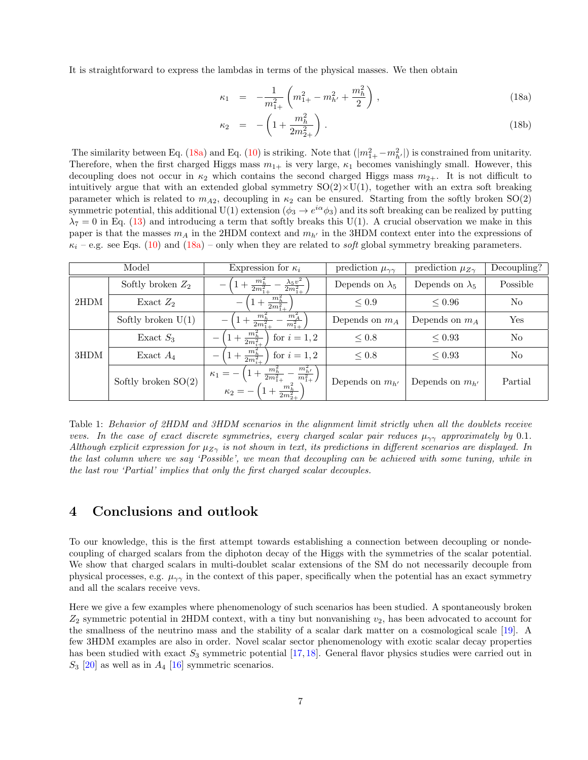It is straightforward to express the lambdas in terms of the physical masses. We then obtain

$$\kappa_1 = -\frac{1}{m_{1+}^2}\left(m_{1+}^2 - m_{h'}^2 + \frac{m_h^2}{2}\right), \tag{18a}$$

$$\kappa_2 = -\left(1 + \frac{m_h^2}{2m_{2+}^2}\right). \tag{18b}$$

The similarity between Eq. (18a) and Eq. (10) is striking. Note that $(|m_{1+}^2 - m_{h'}^2|)$ is constrained from unitarity. Therefore, when the first charged Higgs mass $m_{1+}$ is very large, $\kappa_1$ becomes vanishingly small. However, this decoupling does not occur in $\kappa_2$ which contains the second charged Higgs mass $m_{2+}$. It is not difficult to intuitively argue that with an extended global symmetry SO(2)×U(1), together with an extra soft breaking parameter which is related to $m_{A2}$, decoupling in $\kappa_2$ can be ensured. Starting from the softly broken SO(2) symmetric potential, this additional U(1) extension ($\phi_3 \to e^{i\alpha}\phi_3$) and its soft breaking can be realized by putting $\lambda_7 = 0$ in Eq. (13) and introducing a term that softly breaks this U(1). A crucial observation we make in this paper is that the masses $m_A$ in the 2HDM context and $m_{h'}$ in the 3HDM context enter into the expressions of $\kappa_i$ – e.g. see Eqs. (10) and (18a) – only when they are related to *soft* global symmetry breaking parameters.

| Model | | Expression for $\kappa_i$ | prediction $\mu_{\gamma\gamma}$ | prediction $\mu_{Z\gamma}$ | Decoupling? |
|---|---|---|---|---|---|
| 2HDM | Softly broken $Z_2$ | $-\left(1+\frac{m_h^2}{2m_{1+}^2}-\frac{\lambda_5 v^2}{2m_{1+}^2}\right)$ | Depends on $\lambda_5$ | Depends on $\lambda_5$ | Possible |
| | Exact $Z_2$ | $-\left(1+\frac{m_h^2}{2m_{1+}^2}\right)$ | $\leq 0.9$ | $\leq 0.96$ | No |
| | Softly broken U(1) | $-\left(1+\frac{m_h^2}{2m_{1+}^2}-\frac{m_A^2}{m_{1+}^2}\right)$ | Depends on $m_A$ | Depends on $m_A$ | Yes |
| 3HDM | Exact $S_3$ | $-\left(1+\frac{m_h^2}{2m_{i+}^2}\right)$ for $i=1,2$ | $\leq 0.8$ | $\leq 0.93$ | No |
| | Exact $A_4$ | $-\left(1+\frac{m_h^2}{2m_{i+}^2}\right)$ for $i=1,2$ | $\leq 0.8$ | $\leq 0.93$ | No |
| | Softly broken SO(2) | $\kappa_1 = -\left(1+\frac{m_h^2}{2m_{1+}^2}-\frac{m_{h'}^2}{m_{1+}^2}\right)$, $\kappa_2 = -\left(1+\frac{m_h^2}{2m_{2+}^2}\right)$ | Depends on $m_{h'}$ | Depends on $m_{h'}$ | Partial |

Table 1: *Behavior of 2HDM and 3HDM scenarios in the alignment limit strictly when all the doublets receive vevs. In the case of exact discrete symmetries, every charged scalar pair reduces $\mu_{\gamma\gamma}$ approximately by* 0.1*. Although explicit expression for $\mu_{Z\gamma}$ is not shown in text, its predictions in different scenarios are displayed. In the last column where we say 'Possible', we mean that decoupling can be achieved with some tuning, while in the last row 'Partial' implies that only the first charged scalar decouples.*

# 4 Conclusions and outlook

To our knowledge, this is the first attempt towards establishing a connection between decoupling or nondecoupling of charged scalars from the diphoton decay of the Higgs with the symmetries of the scalar potential. We show that charged scalars in multi-doublet scalar extensions of the SM do not necessarily decouple from physical processes, e.g. $\mu_{\gamma\gamma}$ in the context of this paper, specifically when the potential has an exact symmetry and all the scalars receive vevs.

Here we give a few examples where phenomenology of such scenarios has been studied. A spontaneously broken $Z_2$ symmetric potential in 2HDM context, with a tiny but nonvanishing $v_2$, has been advocated to account for the smallness of the neutrino mass and the stability of a scalar dark matter on a cosmological scale [19]. A few 3HDM examples are also in order. Novel scalar sector phenomenology with exotic scalar decay properties has been studied with exact $S_3$ symmetric potential [17,18]. General flavor physics studies were carried out in $S_3$ [20] as well as in $A_4$ [16] symmetric scenarios.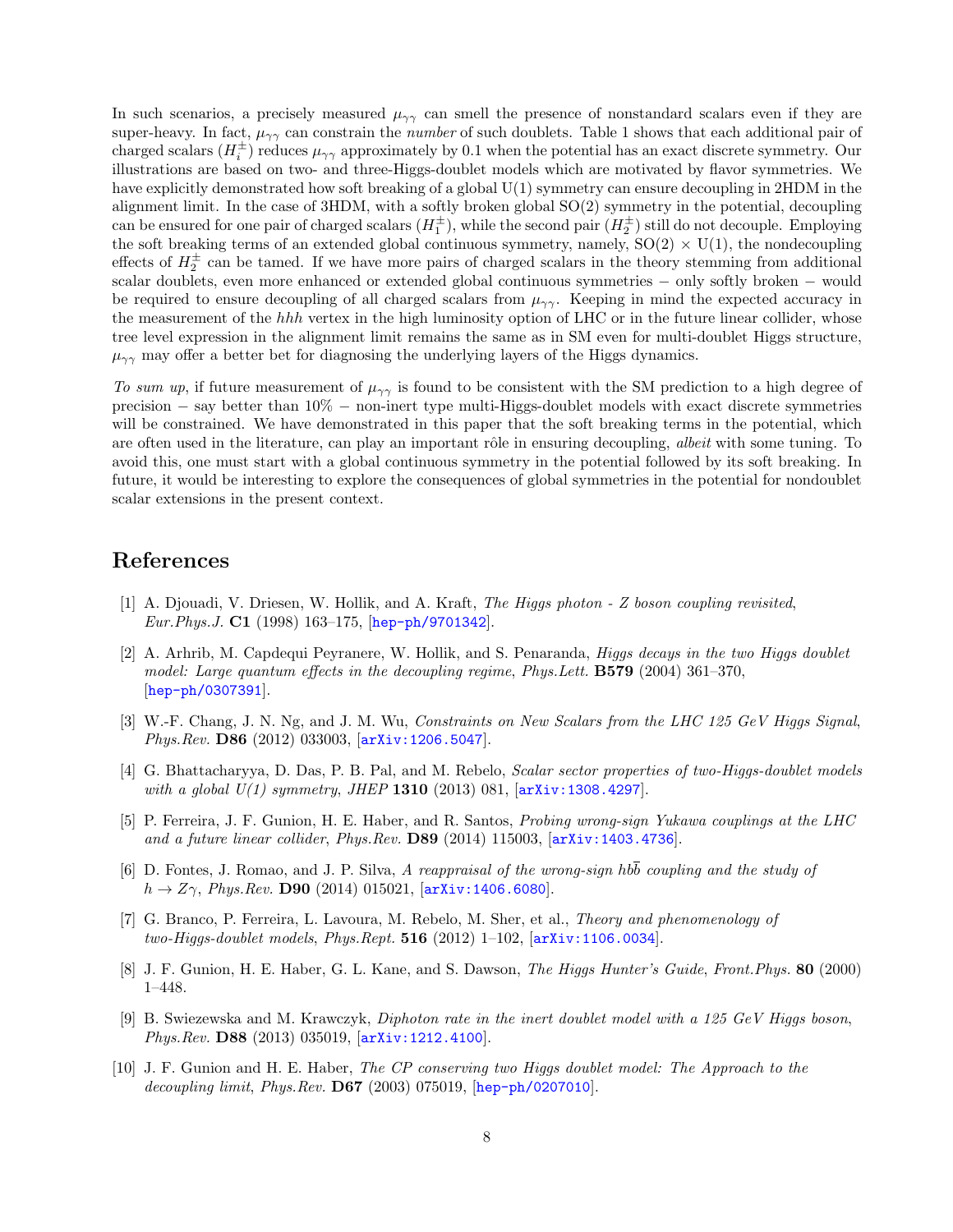In such scenarios, a precisely measured $\mu_{\gamma\gamma}$ can smell the presence of nonstandard scalars even if they are super-heavy. In fact, $\mu_{\gamma\gamma}$ can constrain the *number* of such doublets. Table 1 shows that each additional pair of charged scalars ($H_i^\pm$) reduces $\mu_{\gamma\gamma}$ approximately by 0.1 when the potential has an exact discrete symmetry. Our illustrations are based on two- and three-Higgs-doublet models which are motivated by flavor symmetries. We have explicitly demonstrated how soft breaking of a global U(1) symmetry can ensure decoupling in 2HDM in the alignment limit. In the case of 3HDM, with a softly broken global SO(2) symmetry in the potential, decoupling can be ensured for one pair of charged scalars ($H_1^\pm$), while the second pair ($H_2^\pm$) still do not decouple. Employing the soft breaking terms of an extended global continuous symmetry, namely, SO(2) × U(1), the nondecoupling effects of $H_2^\pm$ can be tamed. If we have more pairs of charged scalars in the theory stemming from additional scalar doublets, even more enhanced or extended global continuous symmetries − only softly broken − would be required to ensure decoupling of all charged scalars from $\mu_{\gamma\gamma}$. Keeping in mind the expected accuracy in the measurement of the $hhh$ vertex in the high luminosity option of LHC or in the future linear collider, whose tree level expression in the alignment limit remains the same as in SM even for multi-doublet Higgs structure, $\mu_{\gamma\gamma}$ may offer a better bet for diagnosing the underlying layers of the Higgs dynamics.

*To sum up*, if future measurement of $\mu_{\gamma\gamma}$ is found to be consistent with the SM prediction to a high degree of precision − say better than 10% − non-inert type multi-Higgs-doublet models with exact discrete symmetries will be constrained. We have demonstrated in this paper that the soft breaking terms in the potential, which are often used in the literature, can play an important rôle in ensuring decoupling, *albeit* with some tuning. To avoid this, one must start with a global continuous symmetry in the potential followed by its soft breaking. In future, it would be interesting to explore the consequences of global symmetries in the potential for nondoublet scalar extensions in the present context.

# References

[1] A. Djouadi, V. Driesen, W. Hollik, and A. Kraft, *The Higgs photon - Z boson coupling revisited*, *Eur.Phys.J.* **C1** (1998) 163–175, [hep-ph/9701342].

[2] A. Arhrib, M. Capdequi Peyranere, W. Hollik, and S. Penaranda, *Higgs decays in the two Higgs doublet model: Large quantum effects in the decoupling regime*, *Phys.Lett.* **B579** (2004) 361–370, [hep-ph/0307391].

[3] W.-F. Chang, J. N. Ng, and J. M. Wu, *Constraints on New Scalars from the LHC 125 GeV Higgs Signal*, *Phys.Rev.* **D86** (2012) 033003, [arXiv:1206.5047].

[4] G. Bhattacharyya, D. Das, P. B. Pal, and M. Rebelo, *Scalar sector properties of two-Higgs-doublet models with a global U(1) symmetry*, *JHEP* **1310** (2013) 081, [arXiv:1308.4297].

[5] P. Ferreira, J. F. Gunion, H. E. Haber, and R. Santos, *Probing wrong-sign Yukawa couplings at the LHC and a future linear collider*, *Phys.Rev.* **D89** (2014) 115003, [arXiv:1403.4736].

[6] D. Fontes, J. Romao, and J. P. Silva, *A reappraisal of the wrong-sign $hb\bar{b}$ coupling and the study of $h \to Z\gamma$*, *Phys.Rev.* **D90** (2014) 015021, [arXiv:1406.6080].

[7] G. Branco, P. Ferreira, L. Lavoura, M. Rebelo, M. Sher, et al., *Theory and phenomenology of two-Higgs-doublet models*, *Phys.Rept.* **516** (2012) 1–102, [arXiv:1106.0034].

[8] J. F. Gunion, H. E. Haber, G. L. Kane, and S. Dawson, *The Higgs Hunter's Guide*, *Front.Phys.* **80** (2000) 1–448.

[9] B. Swiezewska and M. Krawczyk, *Diphoton rate in the inert doublet model with a 125 GeV Higgs boson*, *Phys.Rev.* **D88** (2013) 035019, [arXiv:1212.4100].

[10] J. F. Gunion and H. E. Haber, *The CP conserving two Higgs doublet model: The Approach to the decoupling limit*, *Phys.Rev.* **D67** (2003) 075019, [hep-ph/0207010].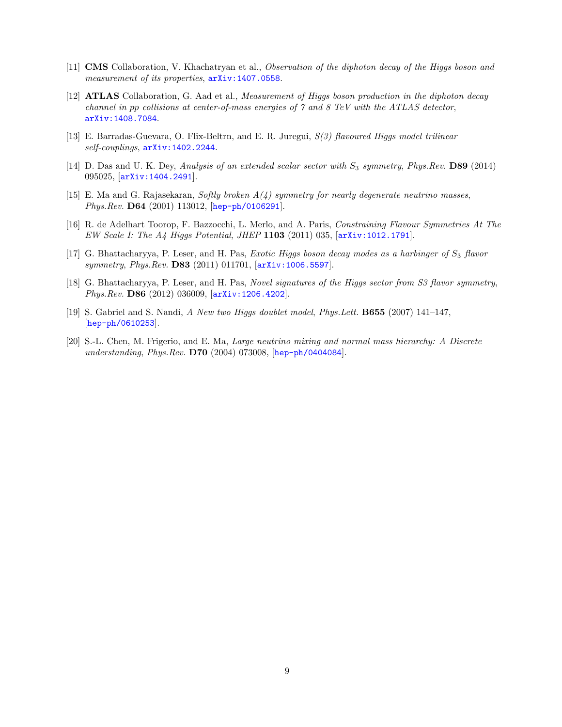[11] **CMS** Collaboration, V. Khachatryan et al., *Observation of the diphoton decay of the Higgs boson and measurement of its properties*, arXiv:1407.0558.

[12] **ATLAS** Collaboration, G. Aad et al., *Measurement of Higgs boson production in the diphoton decay channel in pp collisions at center-of-mass energies of 7 and 8 TeV with the ATLAS detector*, arXiv:1408.7084.

[13] E. Barradas-Guevara, O. Flix-Beltrn, and E. R. Juregui, *S(3) flavoured Higgs model trilinear self-couplings*, arXiv:1402.2244.

[14] D. Das and U. K. Dey, *Analysis of an extended scalar sector with $S_3$ symmetry*, *Phys.Rev.* **D89** (2014) 095025, [arXiv:1404.2491].

[15] E. Ma and G. Rajasekaran, *Softly broken A(4) symmetry for nearly degenerate neutrino masses*, *Phys.Rev.* **D64** (2001) 113012, [hep-ph/0106291].

[16] R. de Adelhart Toorop, F. Bazzocchi, L. Merlo, and A. Paris, *Constraining Flavour Symmetries At The EW Scale I: The A4 Higgs Potential*, *JHEP* **1103** (2011) 035, [arXiv:1012.1791].

[17] G. Bhattacharyya, P. Leser, and H. Pas, *Exotic Higgs boson decay modes as a harbinger of $S_3$ flavor symmetry*, *Phys.Rev.* **D83** (2011) 011701, [arXiv:1006.5597].

[18] G. Bhattacharyya, P. Leser, and H. Pas, *Novel signatures of the Higgs sector from S3 flavor symmetry*, *Phys.Rev.* **D86** (2012) 036009, [arXiv:1206.4202].

[19] S. Gabriel and S. Nandi, *A New two Higgs doublet model*, *Phys.Lett.* **B655** (2007) 141–147, [hep-ph/0610253].

[20] S.-L. Chen, M. Frigerio, and E. Ma, *Large neutrino mixing and normal mass hierarchy: A Discrete understanding*, *Phys.Rev.* **D70** (2004) 073008, [hep-ph/0404084].